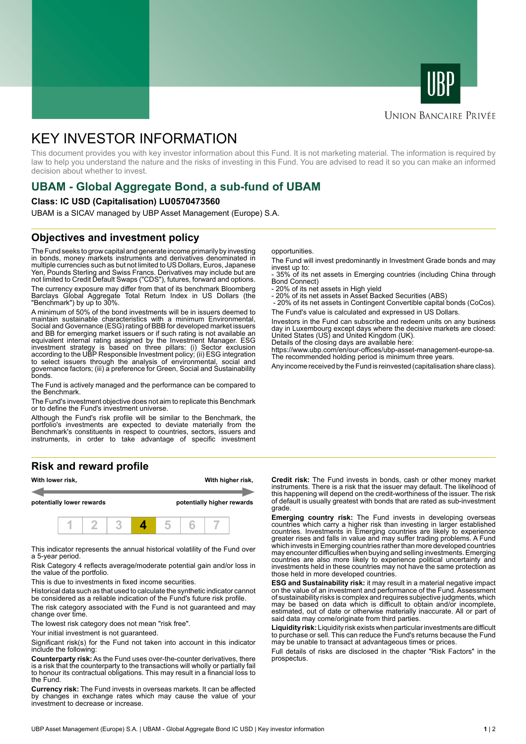UBP

Union Bancaire Privée

# KEY INVESTOR INFORMATION

This document provides you with key investor information about this Fund. It is not marketing material. The information is required by law to help you understand the nature and the risks of investing in this Fund. You are advised to read it so you can make an informed decision about whether to invest.

## UBAM - Global Aggregate Bond, a sub-fund of UBAM

**Class: IC USD (Capitalisation) LU0570473560**

UBAM is a SICAV managed by UBP Asset Management (Europe) S.A.

## Objectives and investment policy

The Fund seeks to grow capital and generate income primarily by investing in bonds, money markets instruments and derivatives denominated in multiple currencies such as but not limited to US Dollars, Euros, Japanese Yen, Pounds Sterling and Swiss Francs. Derivatives may include but are not limited to Credit Default Swaps ("CDS"), futures, forward and options.

The currency exposure may differ from that of its benchmark Bloomberg Barclays Global Aggregate Total Return Index in US Dollars (the "Benchmark") by up to 30%.

A minimum of 50% of the bond investments will be in issuers deemed to maintain sustainable characteristics with a minimum Environmental, Social and Governance (ESG) rating of BBB for developed market issuers and BB for emerging market issuers or if such rating is not available an equivalent internal rating assigned by the Investment Manager. ESG investment strategy is based on three pillars: (i) Sector exclusion according to the UBP Responsible Investment policy; (ii) ESG integration to select issuers through the analysis of environmental, social and governance factors; (iii) a preference for Green, Social and Sustainability bonds.

The Fund is actively managed and the performance can be compared to the Benchmark.

The Fund's investment objective does not aim to replicate this Benchmark or to define the Fund's investment universe.

Although the Fund's risk profile will be similar to the Benchmark, the portfolio's investments are expected to deviate materially from the Benchmark's constituents in respect to countries, sectors, issuers and instruments, in order to take advantage of specific investment opportunities.

The Fund will invest predominantly in Investment Grade bonds and may invest up to:

- 35% of its net assets in Emerging countries (including China through Bond Connect)
- 20% of its net assets in High yield
- 20% of its net assets in Asset Backed Securities (ABS)
- 20% of its net assets in Contingent Convertible capital bonds (CoCos).

The Fund's value is calculated and expressed in US Dollars.

Investors in the Fund can subscribe and redeem units on any business day in Luxembourg except days where the decisive markets are closed: United States (US) and United Kingdom (UK).
Details of the closing days are available here:
https://www.ubp.com/en/our-offices/ubp-asset-management-europe-sa.
The recommended holding period is minimum three years.

Any income received by the Fund is reinvested (capitalisation share class).

## Risk and reward profile

| With lower risk, | With higher risk, |
|---|---|
| potentially lower rewards | potentially higher rewards |

| 1 | 2 | 3 | **4** | 5 | 6 | 7 |
|---|---|---|---|---|---|---|

This indicator represents the annual historical volatility of the Fund over a 5-year period.

Risk Category 4 reflects average/moderate potential gain and/or loss in the value of the portfolio.

This is due to investments in fixed income securities.

Historical data such as that used to calculate the synthetic indicator cannot be considered as a reliable indication of the Fund's future risk profile.

The risk category associated with the Fund is not guaranteed and may change over time.

The lowest risk category does not mean "risk free".

Your initial investment is not guaranteed.

Significant risk(s) for the Fund not taken into account in this indicator include the following:

**Counterparty risk:** As the Fund uses over-the-counter derivatives, there is a risk that the counterparty to the transactions will wholly or partially fail to honour its contractual obligations. This may result in a financial loss to the Fund.

**Currency risk:** The Fund invests in overseas markets. It can be affected by changes in exchange rates which may cause the value of your investment to decrease or increase.

**Credit risk:** The Fund invests in bonds, cash or other money market instruments. There is a risk that the issuer may default. The likelihood of this happening will depend on the credit-worthiness of the issuer. The risk of default is usually greatest with bonds that are rated as sub-investment grade.

**Emerging country risk:** The Fund invests in developing overseas countries which carry a higher risk than investing in larger established countries. Investments in Emerging countries are likely to experience greater rises and falls in value and may suffer trading problems. A Fund which invests in Emerging countries rather than more developed countries may encounter difficulties when buying and selling investments. Emerging countries are also more likely to experience political uncertainty and investments held in these countries may not have the same protection as those held in more developed countries.

**ESG and Sustainability risk:** it may result in a material negative impact on the value of an investment and performance of the Fund. Assessment of sustainability risks is complex and requires subjective judgments, which may be based on data which is difficult to obtain and/or incomplete, estimated, out of date or otherwise materially inaccurate. All or part of said data may come/originate from third parties.

**Liquidity risk:** Liquidity risk exists when particular investments are difficult to purchase or sell. This can reduce the Fund's returns because the Fund may be unable to transact at advantageous times or prices.

Full details of risks are disclosed in the chapter "Risk Factors" in the prospectus.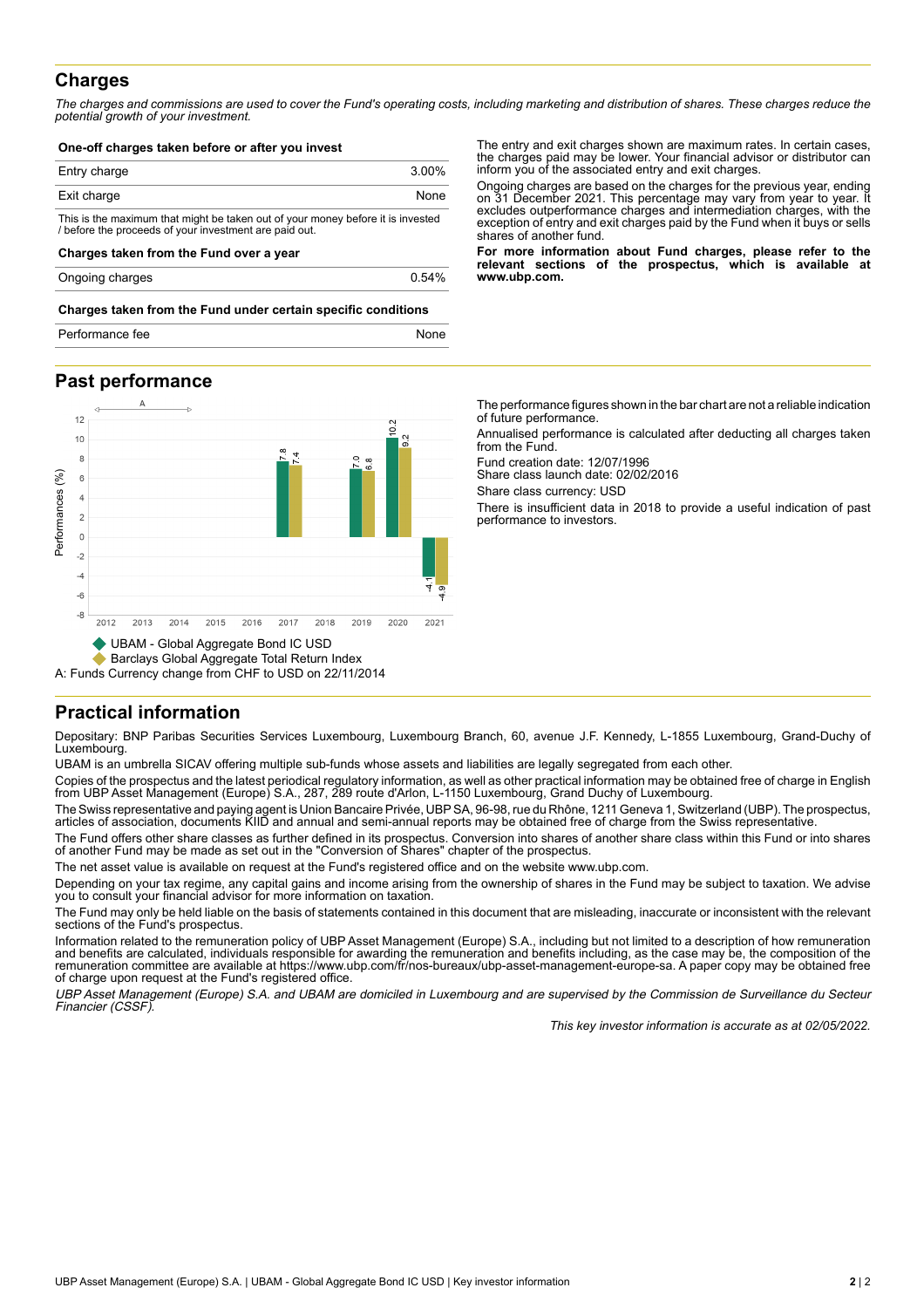## Charges

*The charges and commissions are used to cover the Fund's operating costs, including marketing and distribution of shares. These charges reduce the potential growth of your investment.*

| One-off charges taken before or after you invest | |
|---|---|
| Entry charge | 3.00% |
| Exit charge | None |

This is the maximum that might be taken out of your money before it is invested / before the proceeds of your investment are paid out.

| Charges taken from the Fund over a year | |
|---|---|
| Ongoing charges | 0.54% |

| Charges taken from the Fund under certain specific conditions | |
|---|---|
| Performance fee | None |

The entry and exit charges shown are maximum rates. In certain cases, the charges paid may be lower. Your financial advisor or distributor can inform you of the associated entry and exit charges.

Ongoing charges are based on the charges for the previous year, ending on 31 December 2021. This percentage may vary from year to year. It excludes outperformance charges and intermediation charges, with the exception of entry and exit charges paid by the Fund when it buys or sells shares of another fund.

**For more information about Fund charges, please refer to the relevant sections of the prospectus, which is available at www.ubp.com.**

## Past performance

A

Performances (%)

12
10
8
6
4
2
0
-2
-4
-6
-8

2012 2013 2014 2015 2016 2017 2018 2019 2020 2021

7.8 7.4 7.0 6.8 10.2 9.2 -4.1 -4.9

UBAM - Global Aggregate Bond IC USD
Barclays Global Aggregate Total Return Index

A: Funds Currency change from CHF to USD on 22/11/2014

The performance figures shown in the bar chart are not a reliable indication of future performance.

Annualised performance is calculated after deducting all charges taken from the Fund.

Fund creation date: 12/07/1996
Share class launch date: 02/02/2016

Share class currency: USD

There is insufficient data in 2018 to provide a useful indication of past performance to investors.

## Practical information

Depositary: BNP Paribas Securities Services Luxembourg, Luxembourg Branch, 60, avenue J.F. Kennedy, L-1855 Luxembourg, Grand-Duchy of Luxembourg.

UBAM is an umbrella SICAV offering multiple sub-funds whose assets and liabilities are legally segregated from each other.

Copies of the prospectus and the latest periodical regulatory information, as well as other practical information may be obtained free of charge in English from UBP Asset Management (Europe) S.A., 287, 289 route d'Arlon, L-1150 Luxembourg, Grand Duchy of Luxembourg.

The Swiss representative and paying agent is Union Bancaire Privée, UBP SA, 96-98, rue du Rhône, 1211 Geneva 1, Switzerland (UBP). The prospectus, articles of association, documents KIID and annual and semi-annual reports may be obtained free of charge from the Swiss representative.

The Fund offers other share classes as further defined in its prospectus. Conversion into shares of another share class within this Fund or into shares of another Fund may be made as set out in the "Conversion of Shares" chapter of the prospectus.

The net asset value is available on request at the Fund's registered office and on the website www.ubp.com.

Depending on your tax regime, any capital gains and income arising from the ownership of shares in the Fund may be subject to taxation. We advise you to consult your financial advisor for more information on taxation.

The Fund may only be held liable on the basis of statements contained in this document that are misleading, inaccurate or inconsistent with the relevant sections of the Fund's prospectus.

Information related to the remuneration policy of UBP Asset Management (Europe) S.A., including but not limited to a description of how remuneration and benefits are calculated, individuals responsible for awarding the remuneration and benefits including, as the case may be, the composition of the remuneration committee are available at https://www.ubp.com/fr/nos-bureaux/ubp-asset-management-europe-sa. A paper copy may be obtained free of charge upon request at the Fund's registered office.

*UBP Asset Management (Europe) S.A. and UBAM are domiciled in Luxembourg and are supervised by the Commission de Surveillance du Secteur Financier (CSSF).*

*This key investor information is accurate as at 02/05/2022.*